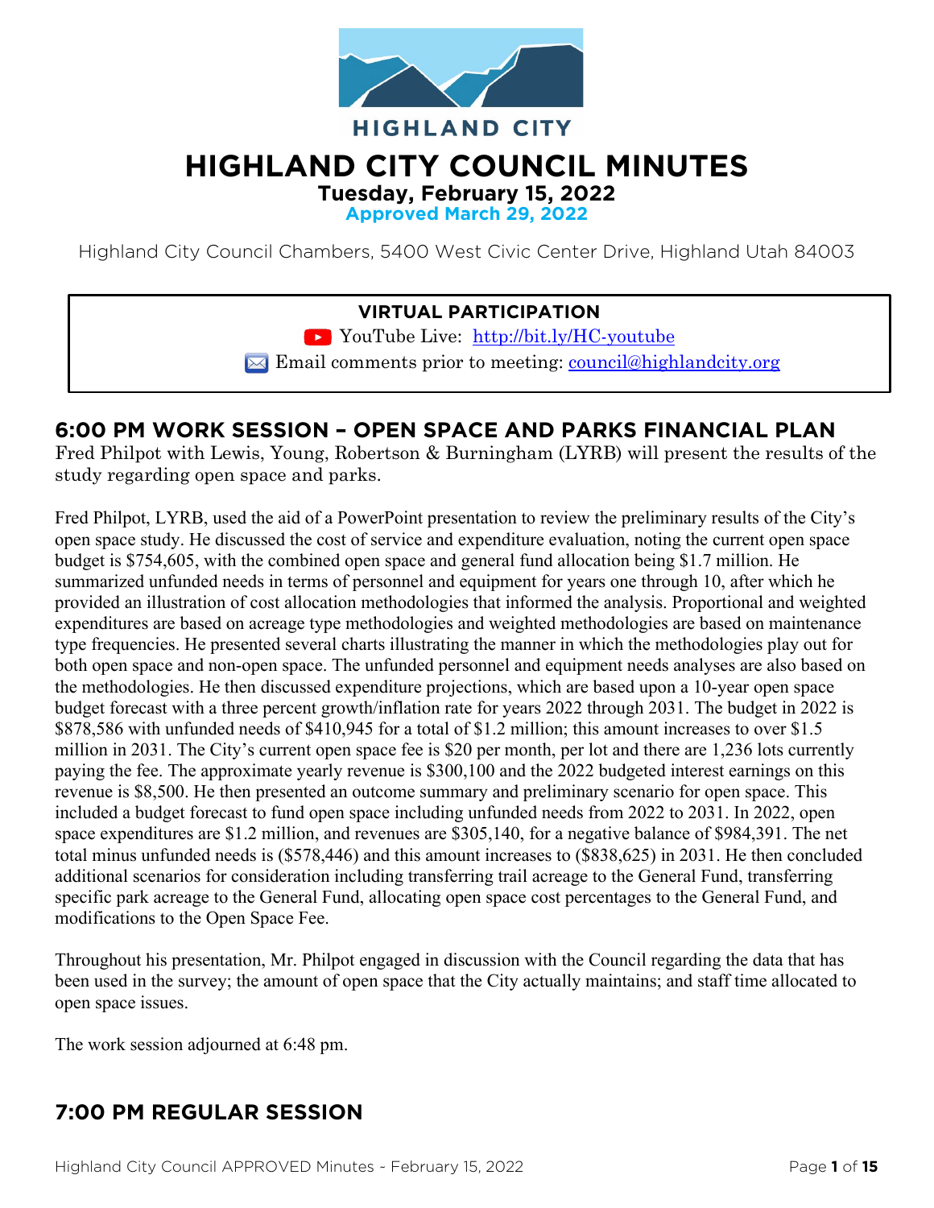HIGHLAND CITY

# HIGHLAND CITY COUNCIL MINUTES

**Tuesday, February 15, 2022**

**Approved March 29, 2022**

Highland City Council Chambers, 5400 West Civic Center Drive, Highland Utah 84003

**VIRTUAL PARTICIPATION**

YouTube Live: http://bit.ly/HC-youtube

Email comments prior to meeting: council@highlandcity.org

## 6:00 PM WORK SESSION – OPEN SPACE AND PARKS FINANCIAL PLAN

Fred Philpot with Lewis, Young, Robertson & Burningham (LYRB) will present the results of the study regarding open space and parks.

Fred Philpot, LYRB, used the aid of a PowerPoint presentation to review the preliminary results of the City's open space study. He discussed the cost of service and expenditure evaluation, noting the current open space budget is $754,605, with the combined open space and general fund allocation being $1.7 million. He summarized unfunded needs in terms of personnel and equipment for years one through 10, after which he provided an illustration of cost allocation methodologies that informed the analysis. Proportional and weighted expenditures are based on acreage type methodologies and weighted methodologies are based on maintenance type frequencies. He presented several charts illustrating the manner in which the methodologies play out for both open space and non-open space. The unfunded personnel and equipment needs analyses are also based on the methodologies. He then discussed expenditure projections, which are based upon a 10-year open space budget forecast with a three percent growth/inflation rate for years 2022 through 2031. The budget in 2022 is $878,586 with unfunded needs of $410,945 for a total of $1.2 million; this amount increases to over $1.5 million in 2031. The City's current open space fee is $20 per month, per lot and there are 1,236 lots currently paying the fee. The approximate yearly revenue is $300,100 and the 2022 budgeted interest earnings on this revenue is $8,500. He then presented an outcome summary and preliminary scenario for open space. This included a budget forecast to fund open space including unfunded needs from 2022 to 2031. In 2022, open space expenditures are $1.2 million, and revenues are $305,140, for a negative balance of $984,391. The net total minus unfunded needs is ($578,446) and this amount increases to ($838,625) in 2031. He then concluded additional scenarios for consideration including transferring trail acreage to the General Fund, transferring specific park acreage to the General Fund, allocating open space cost percentages to the General Fund, and modifications to the Open Space Fee.

Throughout his presentation, Mr. Philpot engaged in discussion with the Council regarding the data that has been used in the survey; the amount of open space that the City actually maintains; and staff time allocated to open space issues.

The work session adjourned at 6:48 pm.

## 7:00 PM REGULAR SESSION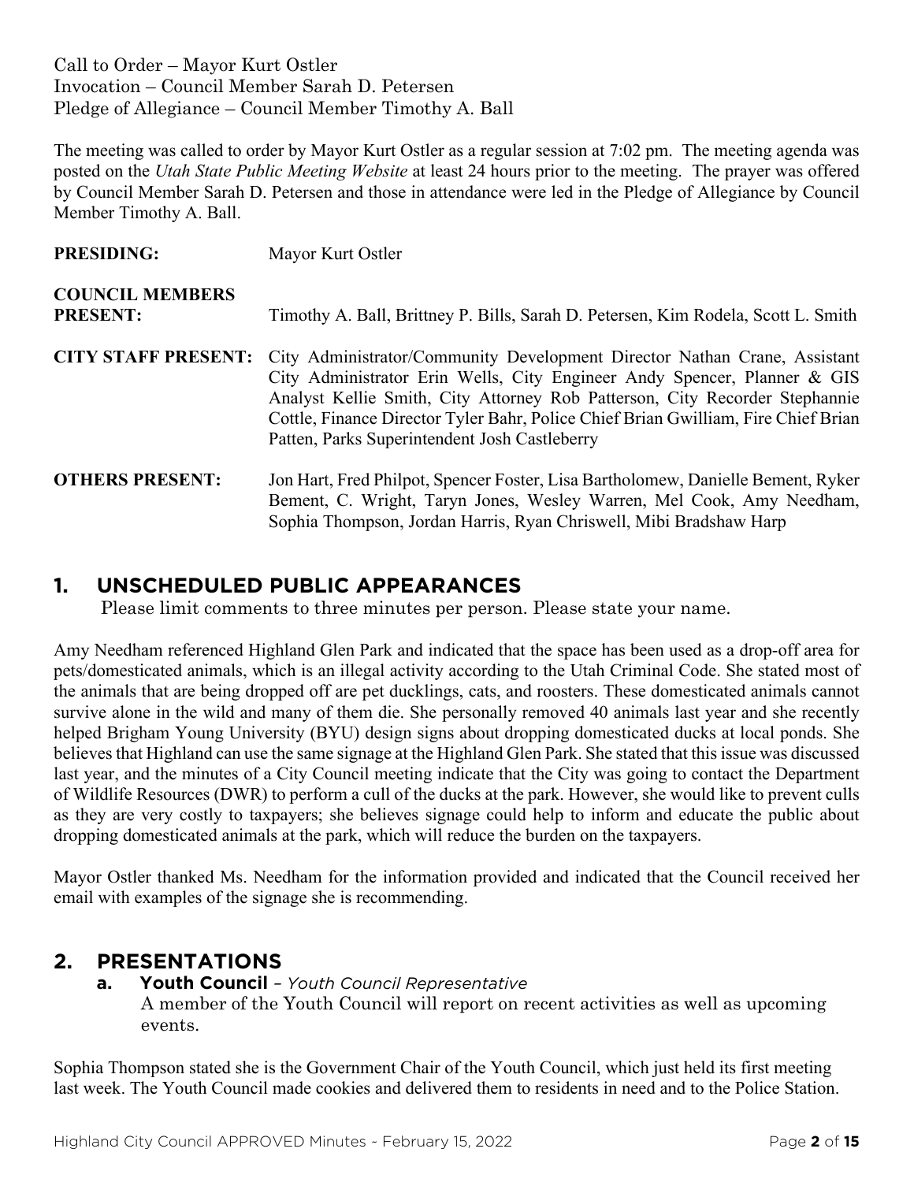Call to Order – Mayor Kurt Ostler
Invocation – Council Member Sarah D. Petersen
Pledge of Allegiance – Council Member Timothy A. Ball

The meeting was called to order by Mayor Kurt Ostler as a regular session at 7:02 pm. The meeting agenda was posted on the *Utah State Public Meeting Website* at least 24 hours prior to the meeting. The prayer was offered by Council Member Sarah D. Petersen and those in attendance were led in the Pledge of Allegiance by Council Member Timothy A. Ball.

**PRESIDING:** Mayor Kurt Ostler

**COUNCIL MEMBERS PRESENT:** Timothy A. Ball, Brittney P. Bills, Sarah D. Petersen, Kim Rodela, Scott L. Smith

**CITY STAFF PRESENT:** City Administrator/Community Development Director Nathan Crane, Assistant City Administrator Erin Wells, City Engineer Andy Spencer, Planner & GIS Analyst Kellie Smith, City Attorney Rob Patterson, City Recorder Stephannie Cottle, Finance Director Tyler Bahr, Police Chief Brian Gwilliam, Fire Chief Brian Patten, Parks Superintendent Josh Castleberry

**OTHERS PRESENT:** Jon Hart, Fred Philpot, Spencer Foster, Lisa Bartholomew, Danielle Bement, Ryker Bement, C. Wright, Taryn Jones, Wesley Warren, Mel Cook, Amy Needham, Sophia Thompson, Jordan Harris, Ryan Chriswell, Mibi Bradshaw Harp

## 1. UNSCHEDULED PUBLIC APPEARANCES

Please limit comments to three minutes per person. Please state your name.

Amy Needham referenced Highland Glen Park and indicated that the space has been used as a drop-off area for pets/domesticated animals, which is an illegal activity according to the Utah Criminal Code. She stated most of the animals that are being dropped off are pet ducklings, cats, and roosters. These domesticated animals cannot survive alone in the wild and many of them die. She personally removed 40 animals last year and she recently helped Brigham Young University (BYU) design signs about dropping domesticated ducks at local ponds. She believes that Highland can use the same signage at the Highland Glen Park. She stated that this issue was discussed last year, and the minutes of a City Council meeting indicate that the City was going to contact the Department of Wildlife Resources (DWR) to perform a cull of the ducks at the park. However, she would like to prevent culls as they are very costly to taxpayers; she believes signage could help to inform and educate the public about dropping domesticated animals at the park, which will reduce the burden on the taxpayers.

Mayor Ostler thanked Ms. Needham for the information provided and indicated that the Council received her email with examples of the signage she is recommending.

## 2. PRESENTATIONS

### a. Youth Council – *Youth Council Representative*

A member of the Youth Council will report on recent activities as well as upcoming events.

Sophia Thompson stated she is the Government Chair of the Youth Council, which just held its first meeting last week. The Youth Council made cookies and delivered them to residents in need and to the Police Station.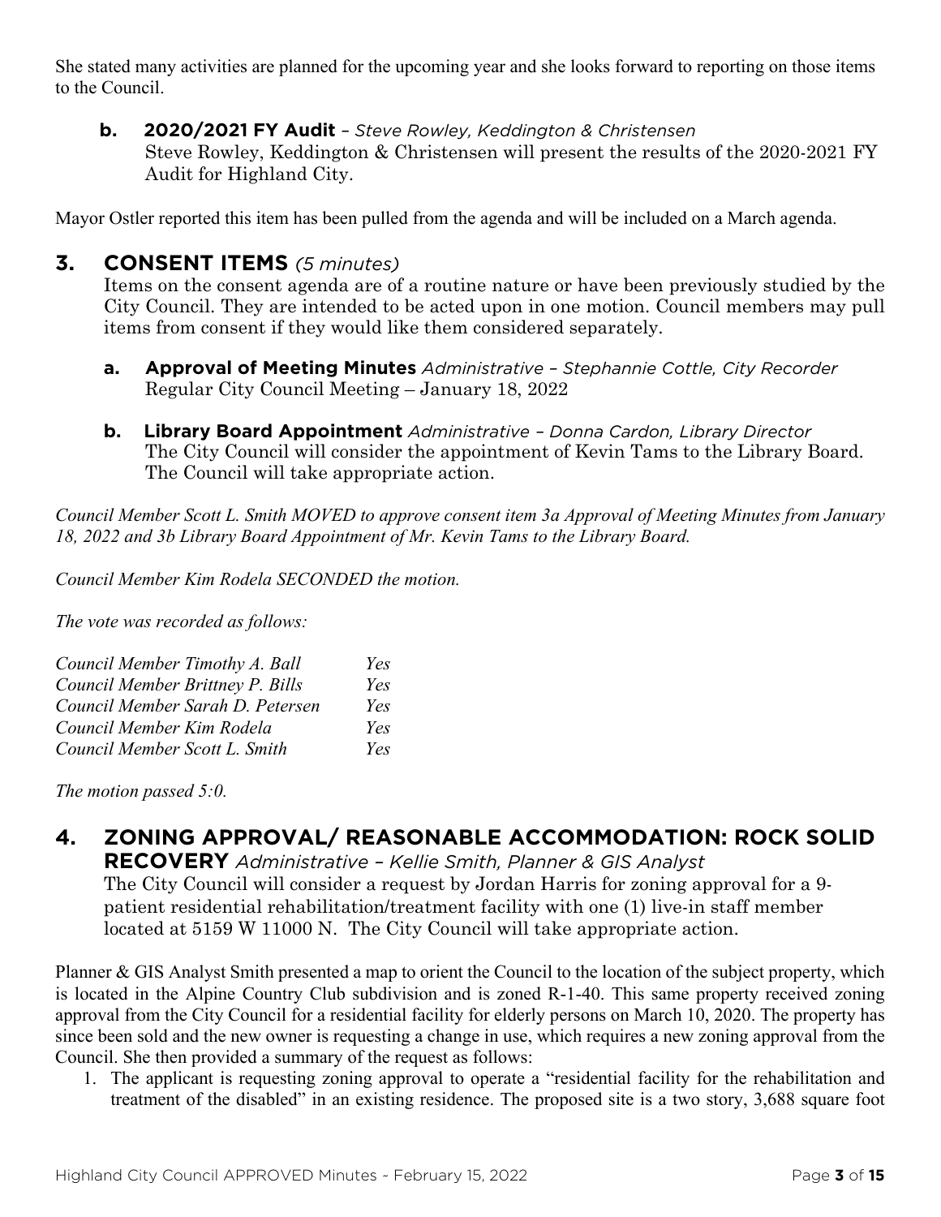She stated many activities are planned for the upcoming year and she looks forward to reporting on those items to the Council.

**b. 2020/2021 FY Audit** – *Steve Rowley, Keddington & Christensen*
Steve Rowley, Keddington & Christensen will present the results of the 2020-2021 FY Audit for Highland City.

Mayor Ostler reported this item has been pulled from the agenda and will be included on a March agenda.

## 3. CONSENT ITEMS *(5 minutes)*

Items on the consent agenda are of a routine nature or have been previously studied by the City Council. They are intended to be acted upon in one motion. Council members may pull items from consent if they would like them considered separately.

**a. Approval of Meeting Minutes** *Administrative – Stephannie Cottle, City Recorder*
Regular City Council Meeting – January 18, 2022

**b. Library Board Appointment** *Administrative – Donna Cardon, Library Director*
The City Council will consider the appointment of Kevin Tams to the Library Board. The Council will take appropriate action.

*Council Member Scott L. Smith MOVED to approve consent item 3a Approval of Meeting Minutes from January 18, 2022 and 3b Library Board Appointment of Mr. Kevin Tams to the Library Board.*

*Council Member Kim Rodela SECONDED the motion.*

*The vote was recorded as follows:*

| | |
|---|---|
| *Council Member Timothy A. Ball* | *Yes* |
| *Council Member Brittney P. Bills* | *Yes* |
| *Council Member Sarah D. Petersen* | *Yes* |
| *Council Member Kim Rodela* | *Yes* |
| *Council Member Scott L. Smith* | *Yes* |

*The motion passed 5:0.*

## 4. ZONING APPROVAL/ REASONABLE ACCOMMODATION: ROCK SOLID RECOVERY *Administrative – Kellie Smith, Planner & GIS Analyst*

The City Council will consider a request by Jordan Harris for zoning approval for a 9-patient residential rehabilitation/treatment facility with one (1) live-in staff member located at 5159 W 11000 N. The City Council will take appropriate action.

Planner & GIS Analyst Smith presented a map to orient the Council to the location of the subject property, which is located in the Alpine Country Club subdivision and is zoned R-1-40. This same property received zoning approval from the City Council for a residential facility for elderly persons on March 10, 2020. The property has since been sold and the new owner is requesting a change in use, which requires a new zoning approval from the Council. She then provided a summary of the request as follows:

1. The applicant is requesting zoning approval to operate a "residential facility for the rehabilitation and treatment of the disabled" in an existing residence. The proposed site is a two story, 3,688 square foot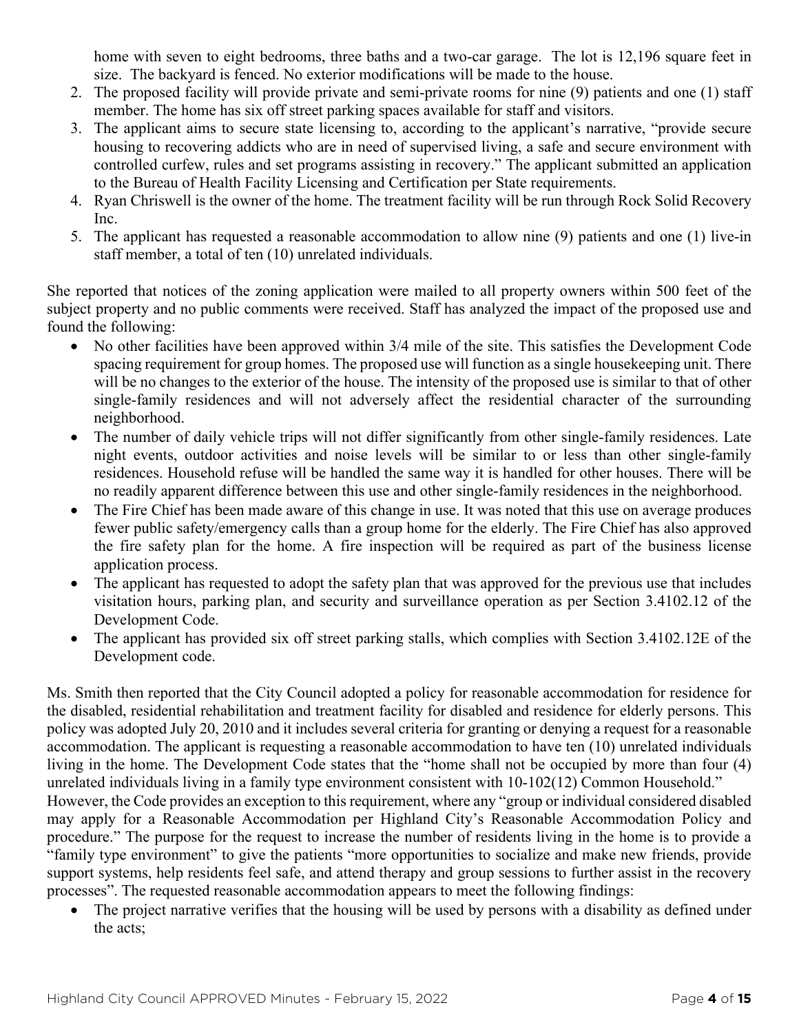home with seven to eight bedrooms, three baths and a two-car garage. The lot is 12,196 square feet in size. The backyard is fenced. No exterior modifications will be made to the house.

2. The proposed facility will provide private and semi-private rooms for nine (9) patients and one (1) staff member. The home has six off street parking spaces available for staff and visitors.
3. The applicant aims to secure state licensing to, according to the applicant's narrative, "provide secure housing to recovering addicts who are in need of supervised living, a safe and secure environment with controlled curfew, rules and set programs assisting in recovery." The applicant submitted an application to the Bureau of Health Facility Licensing and Certification per State requirements.
4. Ryan Chriswell is the owner of the home. The treatment facility will be run through Rock Solid Recovery Inc.
5. The applicant has requested a reasonable accommodation to allow nine (9) patients and one (1) live-in staff member, a total of ten (10) unrelated individuals.

She reported that notices of the zoning application were mailed to all property owners within 500 feet of the subject property and no public comments were received. Staff has analyzed the impact of the proposed use and found the following:

- No other facilities have been approved within 3/4 mile of the site. This satisfies the Development Code spacing requirement for group homes. The proposed use will function as a single housekeeping unit. There will be no changes to the exterior of the house. The intensity of the proposed use is similar to that of other single-family residences and will not adversely affect the residential character of the surrounding neighborhood.
- The number of daily vehicle trips will not differ significantly from other single-family residences. Late night events, outdoor activities and noise levels will be similar to or less than other single-family residences. Household refuse will be handled the same way it is handled for other houses. There will be no readily apparent difference between this use and other single-family residences in the neighborhood.
- The Fire Chief has been made aware of this change in use. It was noted that this use on average produces fewer public safety/emergency calls than a group home for the elderly. The Fire Chief has also approved the fire safety plan for the home. A fire inspection will be required as part of the business license application process.
- The applicant has requested to adopt the safety plan that was approved for the previous use that includes visitation hours, parking plan, and security and surveillance operation as per Section 3.4102.12 of the Development Code.
- The applicant has provided six off street parking stalls, which complies with Section 3.4102.12E of the Development code.

Ms. Smith then reported that the City Council adopted a policy for reasonable accommodation for residence for the disabled, residential rehabilitation and treatment facility for disabled and residence for elderly persons. This policy was adopted July 20, 2010 and it includes several criteria for granting or denying a request for a reasonable accommodation. The applicant is requesting a reasonable accommodation to have ten (10) unrelated individuals living in the home. The Development Code states that the "home shall not be occupied by more than four (4) unrelated individuals living in a family type environment consistent with 10-102(12) Common Household."

However, the Code provides an exception to this requirement, where any "group or individual considered disabled may apply for a Reasonable Accommodation per Highland City's Reasonable Accommodation Policy and procedure." The purpose for the request to increase the number of residents living in the home is to provide a "family type environment" to give the patients "more opportunities to socialize and make new friends, provide support systems, help residents feel safe, and attend therapy and group sessions to further assist in the recovery processes". The requested reasonable accommodation appears to meet the following findings:

- The project narrative verifies that the housing will be used by persons with a disability as defined under the acts;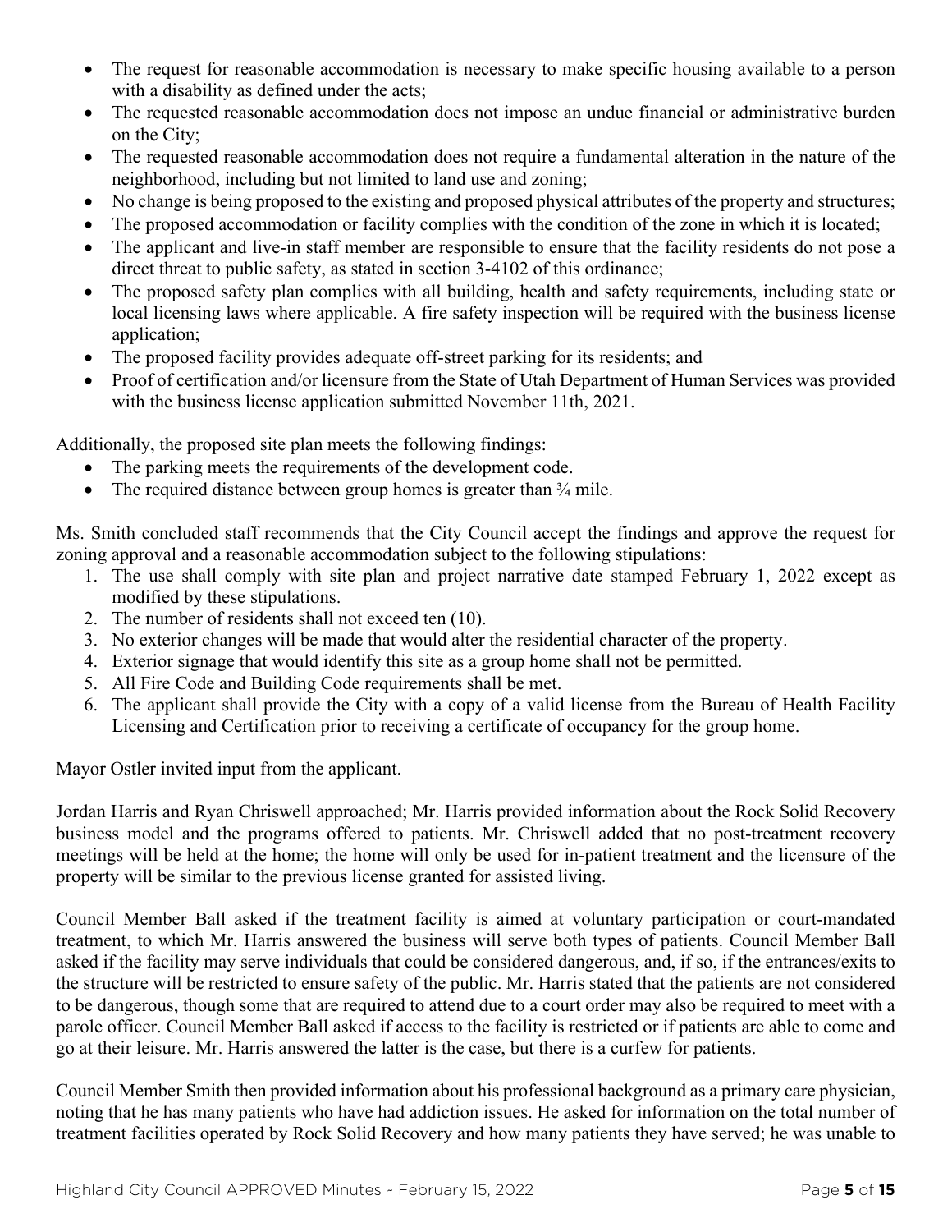- The request for reasonable accommodation is necessary to make specific housing available to a person with a disability as defined under the acts;
- The requested reasonable accommodation does not impose an undue financial or administrative burden on the City;
- The requested reasonable accommodation does not require a fundamental alteration in the nature of the neighborhood, including but not limited to land use and zoning;
- No change is being proposed to the existing and proposed physical attributes of the property and structures;
- The proposed accommodation or facility complies with the condition of the zone in which it is located;
- The applicant and live-in staff member are responsible to ensure that the facility residents do not pose a direct threat to public safety, as stated in section 3-4102 of this ordinance;
- The proposed safety plan complies with all building, health and safety requirements, including state or local licensing laws where applicable. A fire safety inspection will be required with the business license application;
- The proposed facility provides adequate off-street parking for its residents; and
- Proof of certification and/or licensure from the State of Utah Department of Human Services was provided with the business license application submitted November 11th, 2021.

Additionally, the proposed site plan meets the following findings:

- The parking meets the requirements of the development code.
- The required distance between group homes is greater than ¾ mile.

Ms. Smith concluded staff recommends that the City Council accept the findings and approve the request for zoning approval and a reasonable accommodation subject to the following stipulations:

1. The use shall comply with site plan and project narrative date stamped February 1, 2022 except as modified by these stipulations.
2. The number of residents shall not exceed ten (10).
3. No exterior changes will be made that would alter the residential character of the property.
4. Exterior signage that would identify this site as a group home shall not be permitted.
5. All Fire Code and Building Code requirements shall be met.
6. The applicant shall provide the City with a copy of a valid license from the Bureau of Health Facility Licensing and Certification prior to receiving a certificate of occupancy for the group home.

Mayor Ostler invited input from the applicant.

Jordan Harris and Ryan Chriswell approached; Mr. Harris provided information about the Rock Solid Recovery business model and the programs offered to patients. Mr. Chriswell added that no post-treatment recovery meetings will be held at the home; the home will only be used for in-patient treatment and the licensure of the property will be similar to the previous license granted for assisted living.

Council Member Ball asked if the treatment facility is aimed at voluntary participation or court-mandated treatment, to which Mr. Harris answered the business will serve both types of patients. Council Member Ball asked if the facility may serve individuals that could be considered dangerous, and, if so, if the entrances/exits to the structure will be restricted to ensure safety of the public. Mr. Harris stated that the patients are not considered to be dangerous, though some that are required to attend due to a court order may also be required to meet with a parole officer. Council Member Ball asked if access to the facility is restricted or if patients are able to come and go at their leisure. Mr. Harris answered the latter is the case, but there is a curfew for patients.

Council Member Smith then provided information about his professional background as a primary care physician, noting that he has many patients who have had addiction issues. He asked for information on the total number of treatment facilities operated by Rock Solid Recovery and how many patients they have served; he was unable to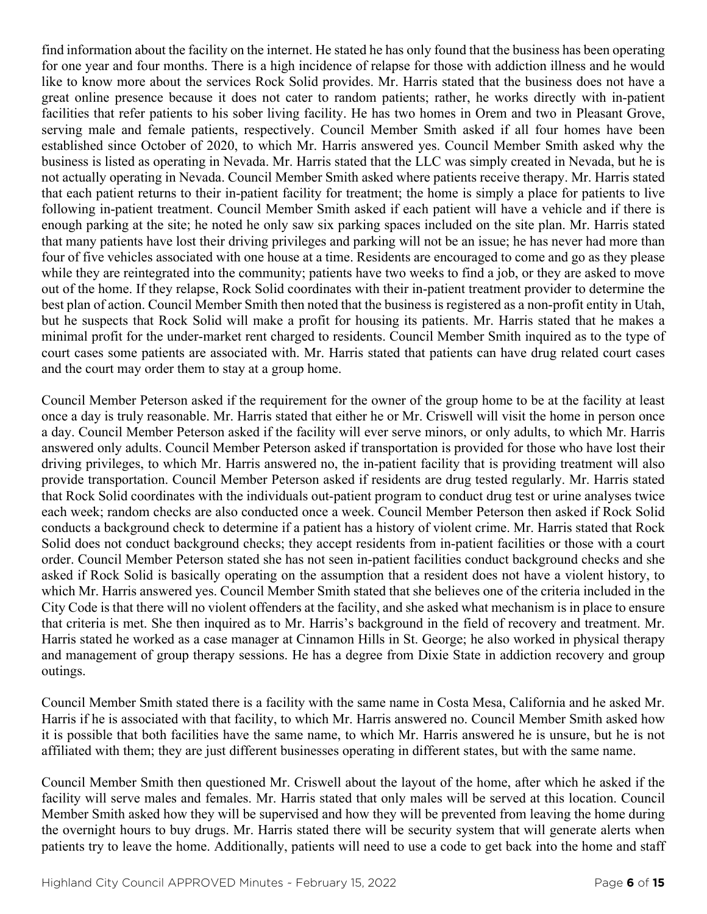find information about the facility on the internet. He stated he has only found that the business has been operating for one year and four months. There is a high incidence of relapse for those with addiction illness and he would like to know more about the services Rock Solid provides. Mr. Harris stated that the business does not have a great online presence because it does not cater to random patients; rather, he works directly with in-patient facilities that refer patients to his sober living facility. He has two homes in Orem and two in Pleasant Grove, serving male and female patients, respectively. Council Member Smith asked if all four homes have been established since October of 2020, to which Mr. Harris answered yes. Council Member Smith asked why the business is listed as operating in Nevada. Mr. Harris stated that the LLC was simply created in Nevada, but he is not actually operating in Nevada. Council Member Smith asked where patients receive therapy. Mr. Harris stated that each patient returns to their in-patient facility for treatment; the home is simply a place for patients to live following in-patient treatment. Council Member Smith asked if each patient will have a vehicle and if there is enough parking at the site; he noted he only saw six parking spaces included on the site plan. Mr. Harris stated that many patients have lost their driving privileges and parking will not be an issue; he has never had more than four of five vehicles associated with one house at a time. Residents are encouraged to come and go as they please while they are reintegrated into the community; patients have two weeks to find a job, or they are asked to move out of the home. If they relapse, Rock Solid coordinates with their in-patient treatment provider to determine the best plan of action. Council Member Smith then noted that the business is registered as a non-profit entity in Utah, but he suspects that Rock Solid will make a profit for housing its patients. Mr. Harris stated that he makes a minimal profit for the under-market rent charged to residents. Council Member Smith inquired as to the type of court cases some patients are associated with. Mr. Harris stated that patients can have drug related court cases and the court may order them to stay at a group home.

Council Member Peterson asked if the requirement for the owner of the group home to be at the facility at least once a day is truly reasonable. Mr. Harris stated that either he or Mr. Criswell will visit the home in person once a day. Council Member Peterson asked if the facility will ever serve minors, or only adults, to which Mr. Harris answered only adults. Council Member Peterson asked if transportation is provided for those who have lost their driving privileges, to which Mr. Harris answered no, the in-patient facility that is providing treatment will also provide transportation. Council Member Peterson asked if residents are drug tested regularly. Mr. Harris stated that Rock Solid coordinates with the individuals out-patient program to conduct drug test or urine analyses twice each week; random checks are also conducted once a week. Council Member Peterson then asked if Rock Solid conducts a background check to determine if a patient has a history of violent crime. Mr. Harris stated that Rock Solid does not conduct background checks; they accept residents from in-patient facilities or those with a court order. Council Member Peterson stated she has not seen in-patient facilities conduct background checks and she asked if Rock Solid is basically operating on the assumption that a resident does not have a violent history, to which Mr. Harris answered yes. Council Member Smith stated that she believes one of the criteria included in the City Code is that there will no violent offenders at the facility, and she asked what mechanism is in place to ensure that criteria is met. She then inquired as to Mr. Harris's background in the field of recovery and treatment. Mr. Harris stated he worked as a case manager at Cinnamon Hills in St. George; he also worked in physical therapy and management of group therapy sessions. He has a degree from Dixie State in addiction recovery and group outings.

Council Member Smith stated there is a facility with the same name in Costa Mesa, California and he asked Mr. Harris if he is associated with that facility, to which Mr. Harris answered no. Council Member Smith asked how it is possible that both facilities have the same name, to which Mr. Harris answered he is unsure, but he is not affiliated with them; they are just different businesses operating in different states, but with the same name.

Council Member Smith then questioned Mr. Criswell about the layout of the home, after which he asked if the facility will serve males and females. Mr. Harris stated that only males will be served at this location. Council Member Smith asked how they will be supervised and how they will be prevented from leaving the home during the overnight hours to buy drugs. Mr. Harris stated there will be security system that will generate alerts when patients try to leave the home. Additionally, patients will need to use a code to get back into the home and staff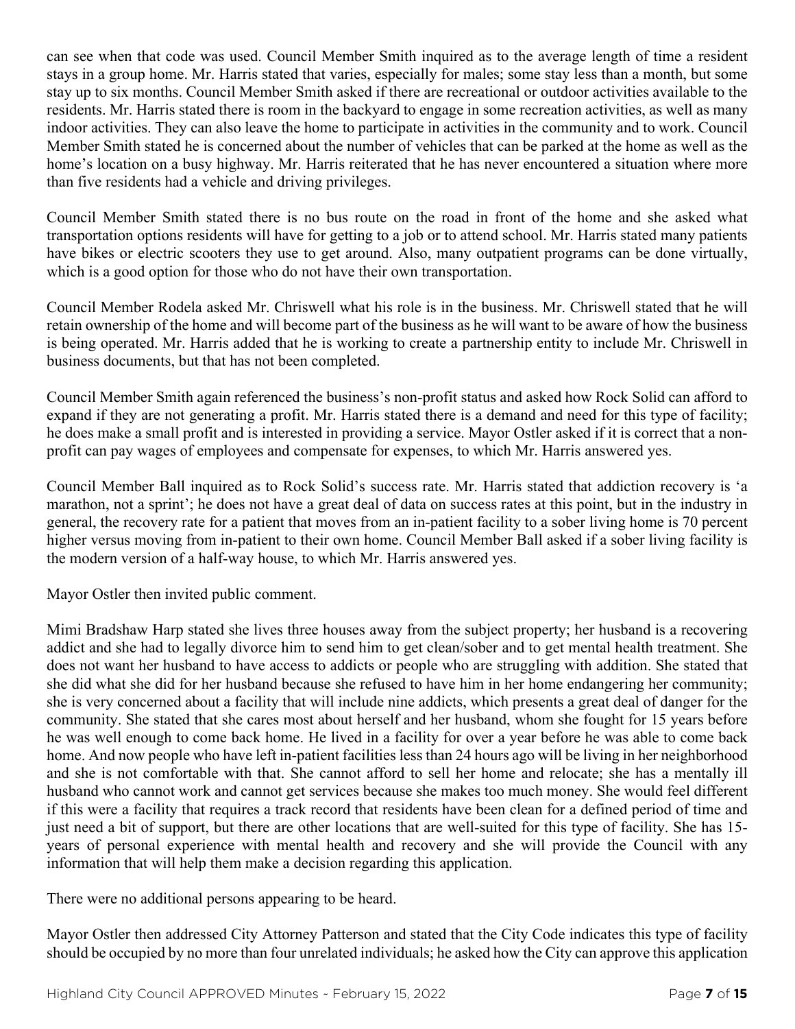can see when that code was used. Council Member Smith inquired as to the average length of time a resident stays in a group home. Mr. Harris stated that varies, especially for males; some stay less than a month, but some stay up to six months. Council Member Smith asked if there are recreational or outdoor activities available to the residents. Mr. Harris stated there is room in the backyard to engage in some recreation activities, as well as many indoor activities. They can also leave the home to participate in activities in the community and to work. Council Member Smith stated he is concerned about the number of vehicles that can be parked at the home as well as the home's location on a busy highway. Mr. Harris reiterated that he has never encountered a situation where more than five residents had a vehicle and driving privileges.

Council Member Smith stated there is no bus route on the road in front of the home and she asked what transportation options residents will have for getting to a job or to attend school. Mr. Harris stated many patients have bikes or electric scooters they use to get around. Also, many outpatient programs can be done virtually, which is a good option for those who do not have their own transportation.

Council Member Rodela asked Mr. Chriswell what his role is in the business. Mr. Chriswell stated that he will retain ownership of the home and will become part of the business as he will want to be aware of how the business is being operated. Mr. Harris added that he is working to create a partnership entity to include Mr. Chriswell in business documents, but that has not been completed.

Council Member Smith again referenced the business's non-profit status and asked how Rock Solid can afford to expand if they are not generating a profit. Mr. Harris stated there is a demand and need for this type of facility; he does make a small profit and is interested in providing a service. Mayor Ostler asked if it is correct that a non-profit can pay wages of employees and compensate for expenses, to which Mr. Harris answered yes.

Council Member Ball inquired as to Rock Solid's success rate. Mr. Harris stated that addiction recovery is 'a marathon, not a sprint'; he does not have a great deal of data on success rates at this point, but in the industry in general, the recovery rate for a patient that moves from an in-patient facility to a sober living home is 70 percent higher versus moving from in-patient to their own home. Council Member Ball asked if a sober living facility is the modern version of a half-way house, to which Mr. Harris answered yes.

Mayor Ostler then invited public comment.

Mimi Bradshaw Harp stated she lives three houses away from the subject property; her husband is a recovering addict and she had to legally divorce him to send him to get clean/sober and to get mental health treatment. She does not want her husband to have access to addicts or people who are struggling with addition. She stated that she did what she did for her husband because she refused to have him in her home endangering her community; she is very concerned about a facility that will include nine addicts, which presents a great deal of danger for the community. She stated that she cares most about herself and her husband, whom she fought for 15 years before he was well enough to come back home. He lived in a facility for over a year before he was able to come back home. And now people who have left in-patient facilities less than 24 hours ago will be living in her neighborhood and she is not comfortable with that. She cannot afford to sell her home and relocate; she has a mentally ill husband who cannot work and cannot get services because she makes too much money. She would feel different if this were a facility that requires a track record that residents have been clean for a defined period of time and just need a bit of support, but there are other locations that are well-suited for this type of facility. She has 15-years of personal experience with mental health and recovery and she will provide the Council with any information that will help them make a decision regarding this application.

There were no additional persons appearing to be heard.

Mayor Ostler then addressed City Attorney Patterson and stated that the City Code indicates this type of facility should be occupied by no more than four unrelated individuals; he asked how the City can approve this application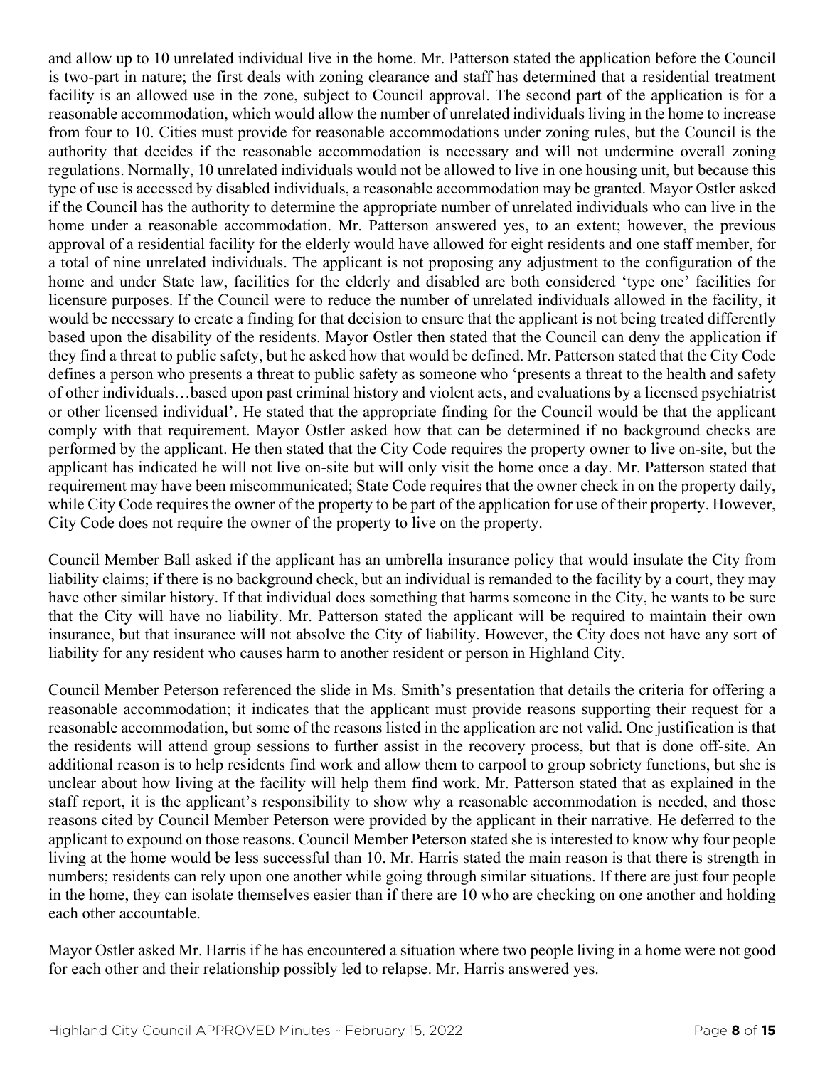and allow up to 10 unrelated individual live in the home. Mr. Patterson stated the application before the Council is two-part in nature; the first deals with zoning clearance and staff has determined that a residential treatment facility is an allowed use in the zone, subject to Council approval. The second part of the application is for a reasonable accommodation, which would allow the number of unrelated individuals living in the home to increase from four to 10. Cities must provide for reasonable accommodations under zoning rules, but the Council is the authority that decides if the reasonable accommodation is necessary and will not undermine overall zoning regulations. Normally, 10 unrelated individuals would not be allowed to live in one housing unit, but because this type of use is accessed by disabled individuals, a reasonable accommodation may be granted. Mayor Ostler asked if the Council has the authority to determine the appropriate number of unrelated individuals who can live in the home under a reasonable accommodation. Mr. Patterson answered yes, to an extent; however, the previous approval of a residential facility for the elderly would have allowed for eight residents and one staff member, for a total of nine unrelated individuals. The applicant is not proposing any adjustment to the configuration of the home and under State law, facilities for the elderly and disabled are both considered 'type one' facilities for licensure purposes. If the Council were to reduce the number of unrelated individuals allowed in the facility, it would be necessary to create a finding for that decision to ensure that the applicant is not being treated differently based upon the disability of the residents. Mayor Ostler then stated that the Council can deny the application if they find a threat to public safety, but he asked how that would be defined. Mr. Patterson stated that the City Code defines a person who presents a threat to public safety as someone who 'presents a threat to the health and safety of other individuals…based upon past criminal history and violent acts, and evaluations by a licensed psychiatrist or other licensed individual'. He stated that the appropriate finding for the Council would be that the applicant comply with that requirement. Mayor Ostler asked how that can be determined if no background checks are performed by the applicant. He then stated that the City Code requires the property owner to live on-site, but the applicant has indicated he will not live on-site but will only visit the home once a day. Mr. Patterson stated that requirement may have been miscommunicated; State Code requires that the owner check in on the property daily, while City Code requires the owner of the property to be part of the application for use of their property. However, City Code does not require the owner of the property to live on the property.

Council Member Ball asked if the applicant has an umbrella insurance policy that would insulate the City from liability claims; if there is no background check, but an individual is remanded to the facility by a court, they may have other similar history. If that individual does something that harms someone in the City, he wants to be sure that the City will have no liability. Mr. Patterson stated the applicant will be required to maintain their own insurance, but that insurance will not absolve the City of liability. However, the City does not have any sort of liability for any resident who causes harm to another resident or person in Highland City.

Council Member Peterson referenced the slide in Ms. Smith's presentation that details the criteria for offering a reasonable accommodation; it indicates that the applicant must provide reasons supporting their request for a reasonable accommodation, but some of the reasons listed in the application are not valid. One justification is that the residents will attend group sessions to further assist in the recovery process, but that is done off-site. An additional reason is to help residents find work and allow them to carpool to group sobriety functions, but she is unclear about how living at the facility will help them find work. Mr. Patterson stated that as explained in the staff report, it is the applicant's responsibility to show why a reasonable accommodation is needed, and those reasons cited by Council Member Peterson were provided by the applicant in their narrative. He deferred to the applicant to expound on those reasons. Council Member Peterson stated she is interested to know why four people living at the home would be less successful than 10. Mr. Harris stated the main reason is that there is strength in numbers; residents can rely upon one another while going through similar situations. If there are just four people in the home, they can isolate themselves easier than if there are 10 who are checking on one another and holding each other accountable.

Mayor Ostler asked Mr. Harris if he has encountered a situation where two people living in a home were not good for each other and their relationship possibly led to relapse. Mr. Harris answered yes.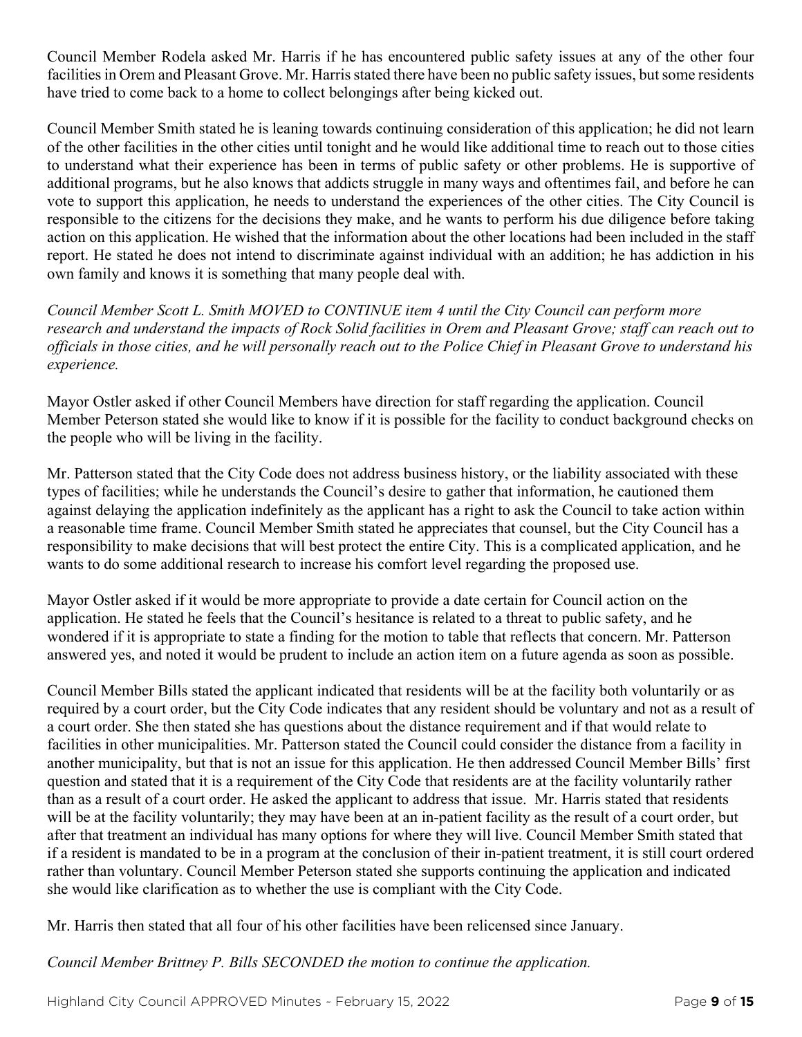Council Member Rodela asked Mr. Harris if he has encountered public safety issues at any of the other four facilities in Orem and Pleasant Grove. Mr. Harris stated there have been no public safety issues, but some residents have tried to come back to a home to collect belongings after being kicked out.

Council Member Smith stated he is leaning towards continuing consideration of this application; he did not learn of the other facilities in the other cities until tonight and he would like additional time to reach out to those cities to understand what their experience has been in terms of public safety or other problems. He is supportive of additional programs, but he also knows that addicts struggle in many ways and oftentimes fail, and before he can vote to support this application, he needs to understand the experiences of the other cities. The City Council is responsible to the citizens for the decisions they make, and he wants to perform his due diligence before taking action on this application. He wished that the information about the other locations had been included in the staff report. He stated he does not intend to discriminate against individual with an addition; he has addiction in his own family and knows it is something that many people deal with.

*Council Member Scott L. Smith MOVED to CONTINUE item 4 until the City Council can perform more research and understand the impacts of Rock Solid facilities in Orem and Pleasant Grove; staff can reach out to officials in those cities, and he will personally reach out to the Police Chief in Pleasant Grove to understand his experience.*

Mayor Ostler asked if other Council Members have direction for staff regarding the application. Council Member Peterson stated she would like to know if it is possible for the facility to conduct background checks on the people who will be living in the facility.

Mr. Patterson stated that the City Code does not address business history, or the liability associated with these types of facilities; while he understands the Council's desire to gather that information, he cautioned them against delaying the application indefinitely as the applicant has a right to ask the Council to take action within a reasonable time frame. Council Member Smith stated he appreciates that counsel, but the City Council has a responsibility to make decisions that will best protect the entire City. This is a complicated application, and he wants to do some additional research to increase his comfort level regarding the proposed use.

Mayor Ostler asked if it would be more appropriate to provide a date certain for Council action on the application. He stated he feels that the Council's hesitance is related to a threat to public safety, and he wondered if it is appropriate to state a finding for the motion to table that reflects that concern. Mr. Patterson answered yes, and noted it would be prudent to include an action item on a future agenda as soon as possible.

Council Member Bills stated the applicant indicated that residents will be at the facility both voluntarily or as required by a court order, but the City Code indicates that any resident should be voluntary and not as a result of a court order. She then stated she has questions about the distance requirement and if that would relate to facilities in other municipalities. Mr. Patterson stated the Council could consider the distance from a facility in another municipality, but that is not an issue for this application. He then addressed Council Member Bills' first question and stated that it is a requirement of the City Code that residents are at the facility voluntarily rather than as a result of a court order. He asked the applicant to address that issue. Mr. Harris stated that residents will be at the facility voluntarily; they may have been at an in-patient facility as the result of a court order, but after that treatment an individual has many options for where they will live. Council Member Smith stated that if a resident is mandated to be in a program at the conclusion of their in-patient treatment, it is still court ordered rather than voluntary. Council Member Peterson stated she supports continuing the application and indicated she would like clarification as to whether the use is compliant with the City Code.

Mr. Harris then stated that all four of his other facilities have been relicensed since January.

*Council Member Brittney P. Bills SECONDED the motion to continue the application.*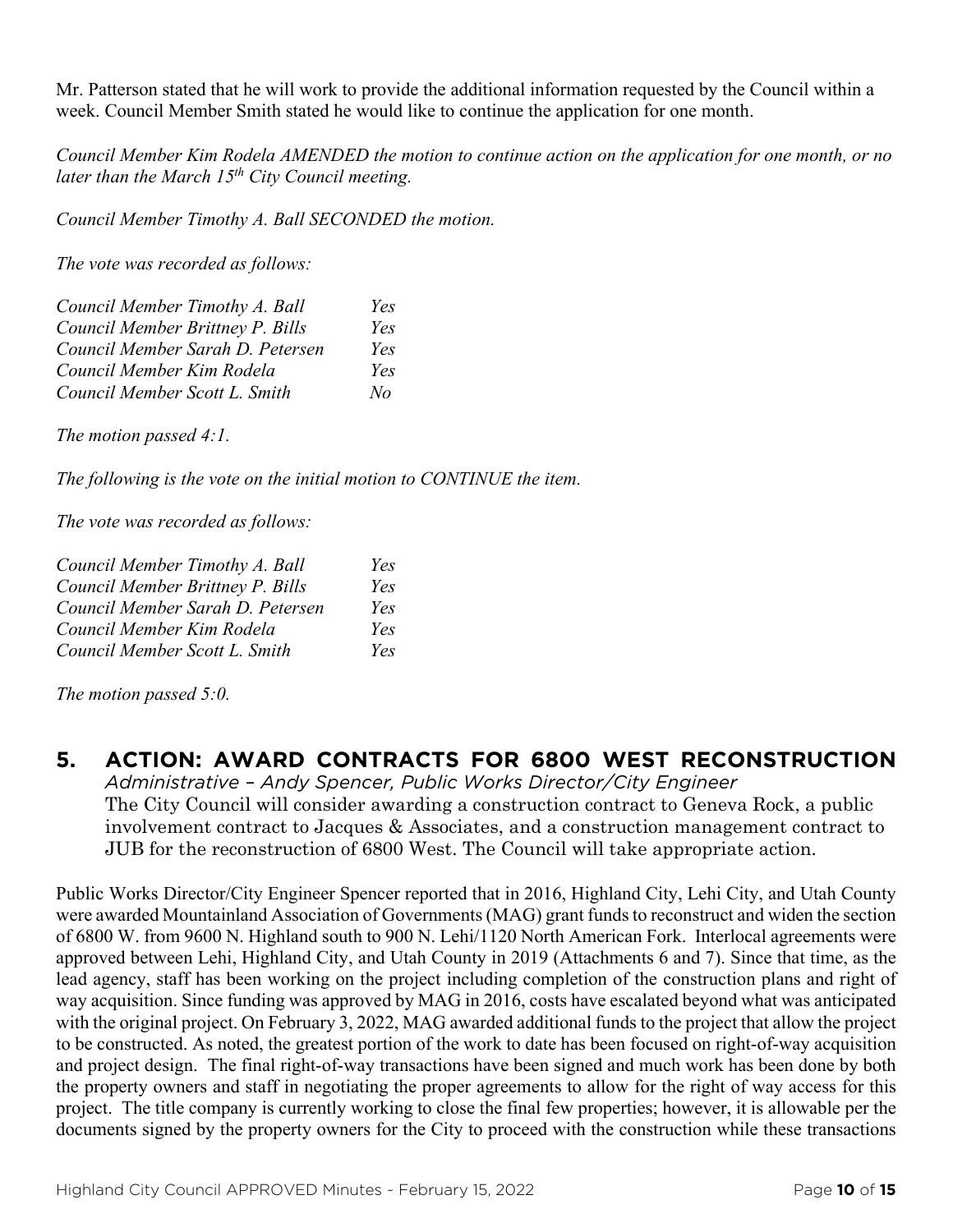Mr. Patterson stated that he will work to provide the additional information requested by the Council within a week. Council Member Smith stated he would like to continue the application for one month.

*Council Member Kim Rodela AMENDED the motion to continue action on the application for one month, or no later than the March 15th City Council meeting.*

*Council Member Timothy A. Ball SECONDED the motion.*

*The vote was recorded as follows:*

| | |
|---|---|
| *Council Member Timothy A. Ball* | *Yes* |
| *Council Member Brittney P. Bills* | *Yes* |
| *Council Member Sarah D. Petersen* | *Yes* |
| *Council Member Kim Rodela* | *Yes* |
| *Council Member Scott L. Smith* | *No* |

*The motion passed 4:1.*

*The following is the vote on the initial motion to CONTINUE the item.*

*The vote was recorded as follows:*

| | |
|---|---|
| *Council Member Timothy A. Ball* | *Yes* |
| *Council Member Brittney P. Bills* | *Yes* |
| *Council Member Sarah D. Petersen* | *Yes* |
| *Council Member Kim Rodela* | *Yes* |
| *Council Member Scott L. Smith* | *Yes* |

*The motion passed 5:0.*

## 5. ACTION: AWARD CONTRACTS FOR 6800 WEST RECONSTRUCTION

*Administrative – Andy Spencer, Public Works Director/City Engineer*

The City Council will consider awarding a construction contract to Geneva Rock, a public involvement contract to Jacques & Associates, and a construction management contract to JUB for the reconstruction of 6800 West. The Council will take appropriate action.

Public Works Director/City Engineer Spencer reported that in 2016, Highland City, Lehi City, and Utah County were awarded Mountainland Association of Governments (MAG) grant funds to reconstruct and widen the section of 6800 W. from 9600 N. Highland south to 900 N. Lehi/1120 North American Fork. Interlocal agreements were approved between Lehi, Highland City, and Utah County in 2019 (Attachments 6 and 7). Since that time, as the lead agency, staff has been working on the project including completion of the construction plans and right of way acquisition. Since funding was approved by MAG in 2016, costs have escalated beyond what was anticipated with the original project. On February 3, 2022, MAG awarded additional funds to the project that allow the project to be constructed. As noted, the greatest portion of the work to date has been focused on right-of-way acquisition and project design. The final right-of-way transactions have been signed and much work has been done by both the property owners and staff in negotiating the proper agreements to allow for the right of way access for this project. The title company is currently working to close the final few properties; however, it is allowable per the documents signed by the property owners for the City to proceed with the construction while these transactions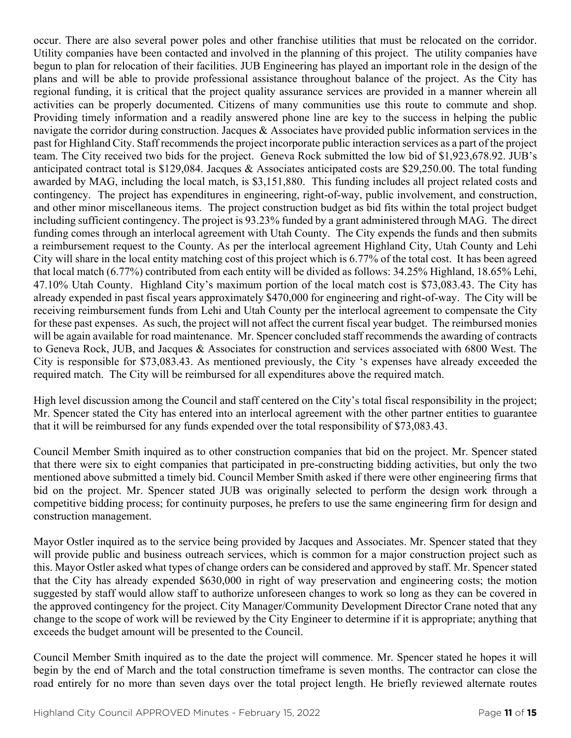occur. There are also several power poles and other franchise utilities that must be relocated on the corridor. Utility companies have been contacted and involved in the planning of this project. The utility companies have begun to plan for relocation of their facilities. JUB Engineering has played an important role in the design of the plans and will be able to provide professional assistance throughout balance of the project. As the City has regional funding, it is critical that the project quality assurance services are provided in a manner wherein all activities can be properly documented. Citizens of many communities use this route to commute and shop. Providing timely information and a readily answered phone line are key to the success in helping the public navigate the corridor during construction. Jacques & Associates have provided public information services in the past for Highland City. Staff recommends the project incorporate public interaction services as a part of the project team. The City received two bids for the project. Geneva Rock submitted the low bid of $1,923,678.92. JUB's anticipated contract total is $129,084. Jacques & Associates anticipated costs are $29,250.00. The total funding awarded by MAG, including the local match, is $3,151,880. This funding includes all project related costs and contingency. The project has expenditures in engineering, right-of-way, public involvement, and construction, and other minor miscellaneous items. The project construction budget as bid fits within the total project budget including sufficient contingency. The project is 93.23% funded by a grant administered through MAG. The direct funding comes through an interlocal agreement with Utah County. The City expends the funds and then submits a reimbursement request to the County. As per the interlocal agreement Highland City, Utah County and Lehi City will share in the local entity matching cost of this project which is 6.77% of the total cost. It has been agreed that local match (6.77%) contributed from each entity will be divided as follows: 34.25% Highland, 18.65% Lehi, 47.10% Utah County. Highland City's maximum portion of the local match cost is $73,083.43. The City has already expended in past fiscal years approximately $470,000 for engineering and right-of-way. The City will be receiving reimbursement funds from Lehi and Utah County per the interlocal agreement to compensate the City for these past expenses. As such, the project will not affect the current fiscal year budget. The reimbursed monies will be again available for road maintenance. Mr. Spencer concluded staff recommends the awarding of contracts to Geneva Rock, JUB, and Jacques & Associates for construction and services associated with 6800 West. The City is responsible for $73,083.43. As mentioned previously, the City 's expenses have already exceeded the required match. The City will be reimbursed for all expenditures above the required match.

High level discussion among the Council and staff centered on the City's total fiscal responsibility in the project; Mr. Spencer stated the City has entered into an interlocal agreement with the other partner entities to guarantee that it will be reimbursed for any funds expended over the total responsibility of $73,083.43.

Council Member Smith inquired as to other construction companies that bid on the project. Mr. Spencer stated that there were six to eight companies that participated in pre-constructing bidding activities, but only the two mentioned above submitted a timely bid. Council Member Smith asked if there were other engineering firms that bid on the project. Mr. Spencer stated JUB was originally selected to perform the design work through a competitive bidding process; for continuity purposes, he prefers to use the same engineering firm for design and construction management.

Mayor Ostler inquired as to the service being provided by Jacques and Associates. Mr. Spencer stated that they will provide public and business outreach services, which is common for a major construction project such as this. Mayor Ostler asked what types of change orders can be considered and approved by staff. Mr. Spencer stated that the City has already expended $630,000 in right of way preservation and engineering costs; the motion suggested by staff would allow staff to authorize unforeseen changes to work so long as they can be covered in the approved contingency for the project. City Manager/Community Development Director Crane noted that any change to the scope of work will be reviewed by the City Engineer to determine if it is appropriate; anything that exceeds the budget amount will be presented to the Council.

Council Member Smith inquired as to the date the project will commence. Mr. Spencer stated he hopes it will begin by the end of March and the total construction timeframe is seven months. The contractor can close the road entirely for no more than seven days over the total project length. He briefly reviewed alternate routes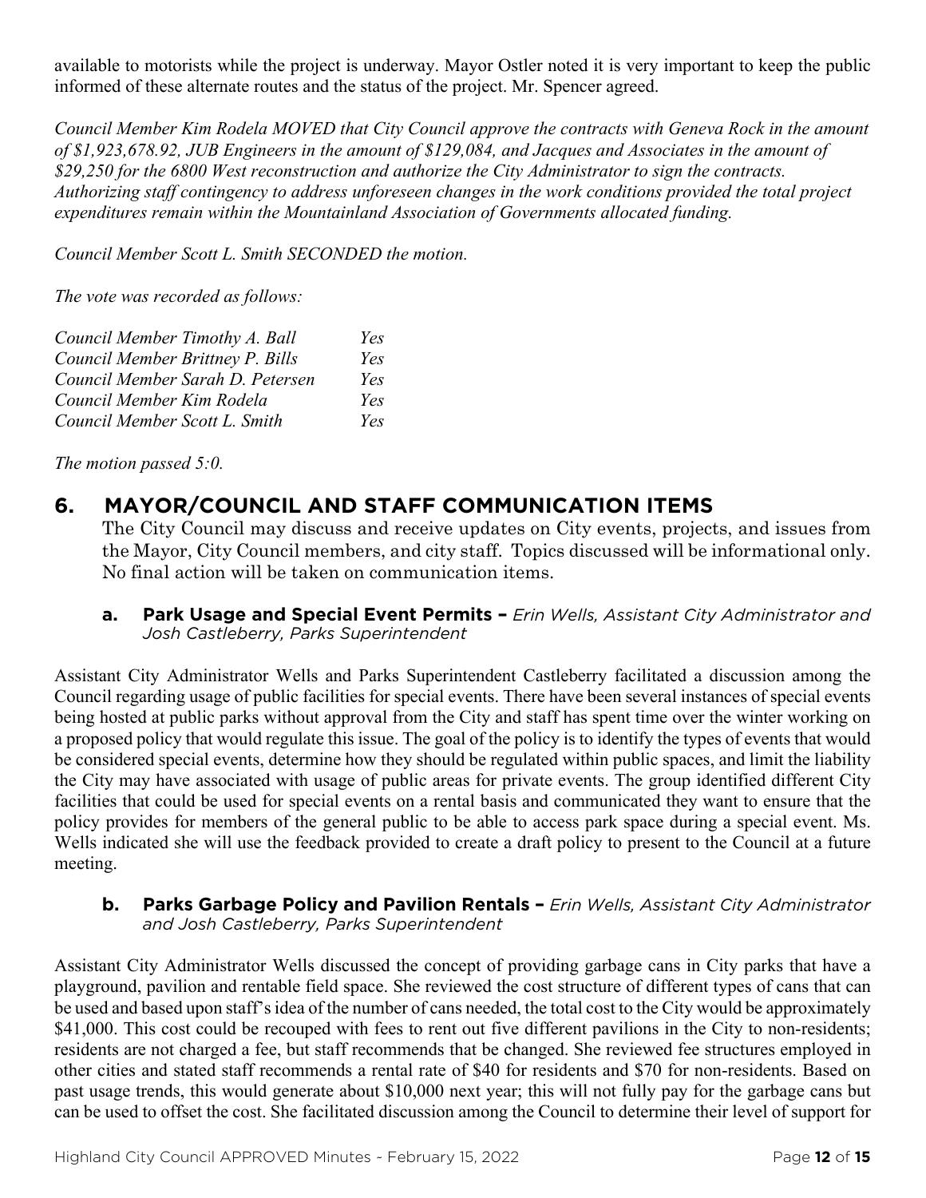available to motorists while the project is underway. Mayor Ostler noted it is very important to keep the public informed of these alternate routes and the status of the project. Mr. Spencer agreed.

*Council Member Kim Rodela MOVED that City Council approve the contracts with Geneva Rock in the amount of $1,923,678.92, JUB Engineers in the amount of $129,084, and Jacques and Associates in the amount of $29,250 for the 6800 West reconstruction and authorize the City Administrator to sign the contracts. Authorizing staff contingency to address unforeseen changes in the work conditions provided the total project expenditures remain within the Mountainland Association of Governments allocated funding.*

*Council Member Scott L. Smith SECONDED the motion.*

*The vote was recorded as follows:*

| | |
|---|---|
| *Council Member Timothy A. Ball* | *Yes* |
| *Council Member Brittney P. Bills* | *Yes* |
| *Council Member Sarah D. Petersen* | *Yes* |
| *Council Member Kim Rodela* | *Yes* |
| *Council Member Scott L. Smith* | *Yes* |

*The motion passed 5:0.*

## 6. MAYOR/COUNCIL AND STAFF COMMUNICATION ITEMS

The City Council may discuss and receive updates on City events, projects, and issues from the Mayor, City Council members, and city staff. Topics discussed will be informational only. No final action will be taken on communication items.

### a. Park Usage and Special Event Permits – *Erin Wells, Assistant City Administrator and Josh Castleberry, Parks Superintendent*

Assistant City Administrator Wells and Parks Superintendent Castleberry facilitated a discussion among the Council regarding usage of public facilities for special events. There have been several instances of special events being hosted at public parks without approval from the City and staff has spent time over the winter working on a proposed policy that would regulate this issue. The goal of the policy is to identify the types of events that would be considered special events, determine how they should be regulated within public spaces, and limit the liability the City may have associated with usage of public areas for private events. The group identified different City facilities that could be used for special events on a rental basis and communicated they want to ensure that the policy provides for members of the general public to be able to access park space during a special event. Ms. Wells indicated she will use the feedback provided to create a draft policy to present to the Council at a future meeting.

### b. Parks Garbage Policy and Pavilion Rentals – *Erin Wells, Assistant City Administrator and Josh Castleberry, Parks Superintendent*

Assistant City Administrator Wells discussed the concept of providing garbage cans in City parks that have a playground, pavilion and rentable field space. She reviewed the cost structure of different types of cans that can be used and based upon staff's idea of the number of cans needed, the total cost to the City would be approximately $41,000. This cost could be recouped with fees to rent out five different pavilions in the City to non-residents; residents are not charged a fee, but staff recommends that be changed. She reviewed fee structures employed in other cities and stated staff recommends a rental rate of $40 for residents and $70 for non-residents. Based on past usage trends, this would generate about $10,000 next year; this will not fully pay for the garbage cans but can be used to offset the cost. She facilitated discussion among the Council to determine their level of support for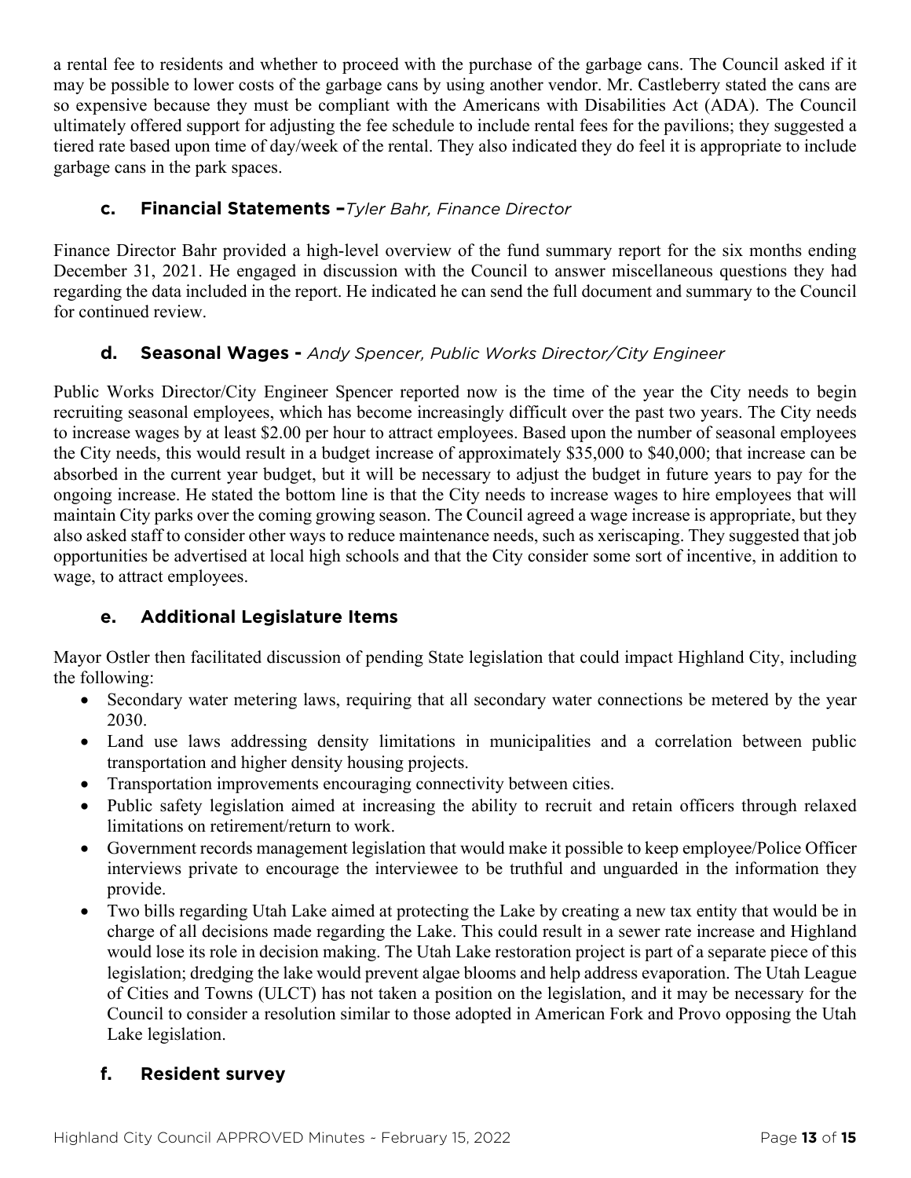a rental fee to residents and whether to proceed with the purchase of the garbage cans. The Council asked if it may be possible to lower costs of the garbage cans by using another vendor. Mr. Castleberry stated the cans are so expensive because they must be compliant with the Americans with Disabilities Act (ADA). The Council ultimately offered support for adjusting the fee schedule to include rental fees for the pavilions; they suggested a tiered rate based upon time of day/week of the rental. They also indicated they do feel it is appropriate to include garbage cans in the park spaces.

### c. Financial Statements –*Tyler Bahr, Finance Director*

Finance Director Bahr provided a high-level overview of the fund summary report for the six months ending December 31, 2021. He engaged in discussion with the Council to answer miscellaneous questions they had regarding the data included in the report. He indicated he can send the full document and summary to the Council for continued review.

### d. Seasonal Wages - *Andy Spencer, Public Works Director/City Engineer*

Public Works Director/City Engineer Spencer reported now is the time of the year the City needs to begin recruiting seasonal employees, which has become increasingly difficult over the past two years. The City needs to increase wages by at least $2.00 per hour to attract employees. Based upon the number of seasonal employees the City needs, this would result in a budget increase of approximately $35,000 to $40,000; that increase can be absorbed in the current year budget, but it will be necessary to adjust the budget in future years to pay for the ongoing increase. He stated the bottom line is that the City needs to increase wages to hire employees that will maintain City parks over the coming growing season. The Council agreed a wage increase is appropriate, but they also asked staff to consider other ways to reduce maintenance needs, such as xeriscaping. They suggested that job opportunities be advertised at local high schools and that the City consider some sort of incentive, in addition to wage, to attract employees.

### e. Additional Legislature Items

Mayor Ostler then facilitated discussion of pending State legislation that could impact Highland City, including the following:

- Secondary water metering laws, requiring that all secondary water connections be metered by the year 2030.
- Land use laws addressing density limitations in municipalities and a correlation between public transportation and higher density housing projects.
- Transportation improvements encouraging connectivity between cities.
- Public safety legislation aimed at increasing the ability to recruit and retain officers through relaxed limitations on retirement/return to work.
- Government records management legislation that would make it possible to keep employee/Police Officer interviews private to encourage the interviewee to be truthful and unguarded in the information they provide.
- Two bills regarding Utah Lake aimed at protecting the Lake by creating a new tax entity that would be in charge of all decisions made regarding the Lake. This could result in a sewer rate increase and Highland would lose its role in decision making. The Utah Lake restoration project is part of a separate piece of this legislation; dredging the lake would prevent algae blooms and help address evaporation. The Utah League of Cities and Towns (ULCT) has not taken a position on the legislation, and it may be necessary for the Council to consider a resolution similar to those adopted in American Fork and Provo opposing the Utah Lake legislation.

### f. Resident survey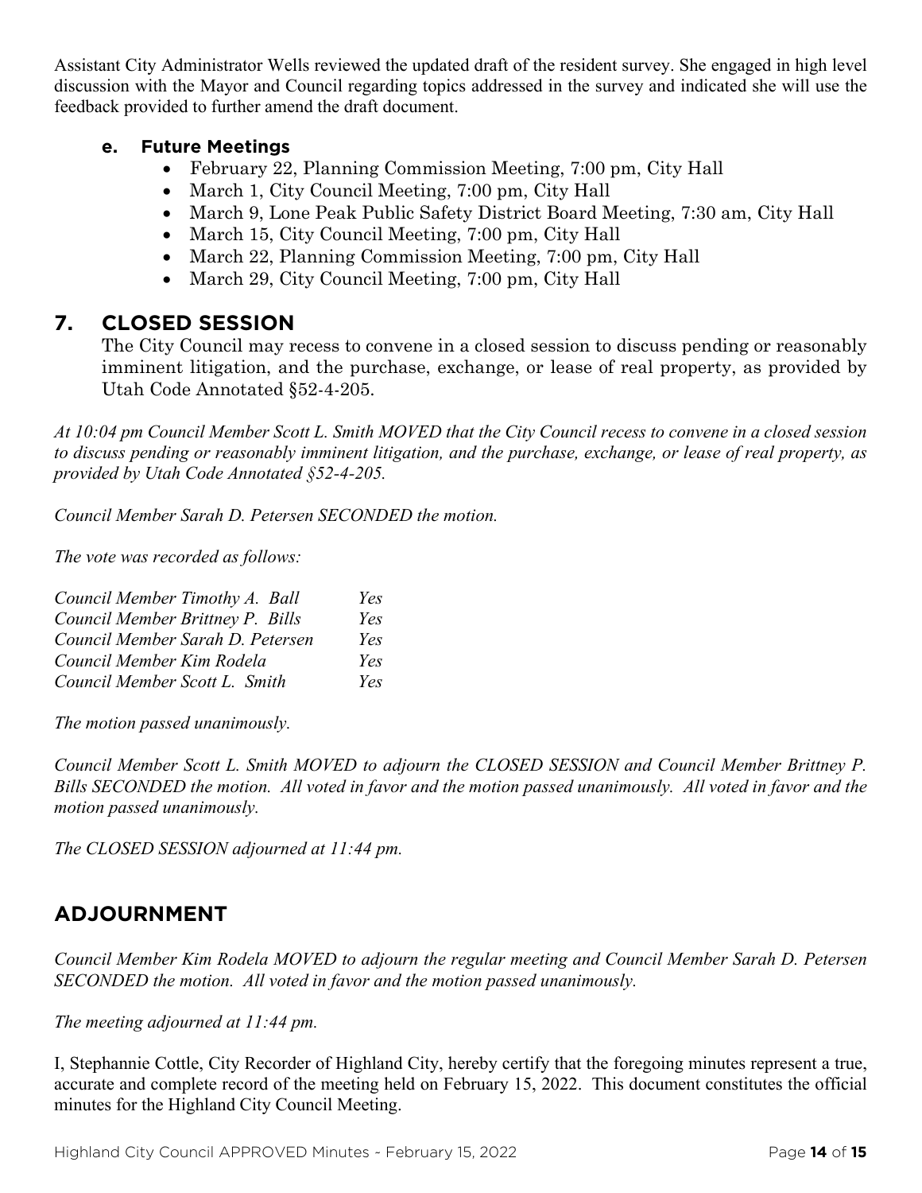Assistant City Administrator Wells reviewed the updated draft of the resident survey. She engaged in high level discussion with the Mayor and Council regarding topics addressed in the survey and indicated she will use the feedback provided to further amend the draft document.

### e. Future Meetings

- February 22, Planning Commission Meeting, 7:00 pm, City Hall
- March 1, City Council Meeting, 7:00 pm, City Hall
- March 9, Lone Peak Public Safety District Board Meeting, 7:30 am, City Hall
- March 15, City Council Meeting, 7:00 pm, City Hall
- March 22, Planning Commission Meeting, 7:00 pm, City Hall
- March 29, City Council Meeting, 7:00 pm, City Hall

## 7. CLOSED SESSION

The City Council may recess to convene in a closed session to discuss pending or reasonably imminent litigation, and the purchase, exchange, or lease of real property, as provided by Utah Code Annotated §52-4-205.

*At 10:04 pm Council Member Scott L. Smith MOVED that the City Council recess to convene in a closed session to discuss pending or reasonably imminent litigation, and the purchase, exchange, or lease of real property, as provided by Utah Code Annotated §52-4-205.*

*Council Member Sarah D. Petersen SECONDED the motion.*

*The vote was recorded as follows:*

| | |
|---|---|
| *Council Member Timothy A. Ball* | *Yes* |
| *Council Member Brittney P. Bills* | *Yes* |
| *Council Member Sarah D. Petersen* | *Yes* |
| *Council Member Kim Rodela* | *Yes* |
| *Council Member Scott L. Smith* | *Yes* |

*The motion passed unanimously.*

*Council Member Scott L. Smith MOVED to adjourn the CLOSED SESSION and Council Member Brittney P. Bills SECONDED the motion. All voted in favor and the motion passed unanimously. All voted in favor and the motion passed unanimously.*

*The CLOSED SESSION adjourned at 11:44 pm.*

## ADJOURNMENT

*Council Member Kim Rodela MOVED to adjourn the regular meeting and Council Member Sarah D. Petersen SECONDED the motion. All voted in favor and the motion passed unanimously.*

*The meeting adjourned at 11:44 pm.*

I, Stephannie Cottle, City Recorder of Highland City, hereby certify that the foregoing minutes represent a true, accurate and complete record of the meeting held on February 15, 2022. This document constitutes the official minutes for the Highland City Council Meeting.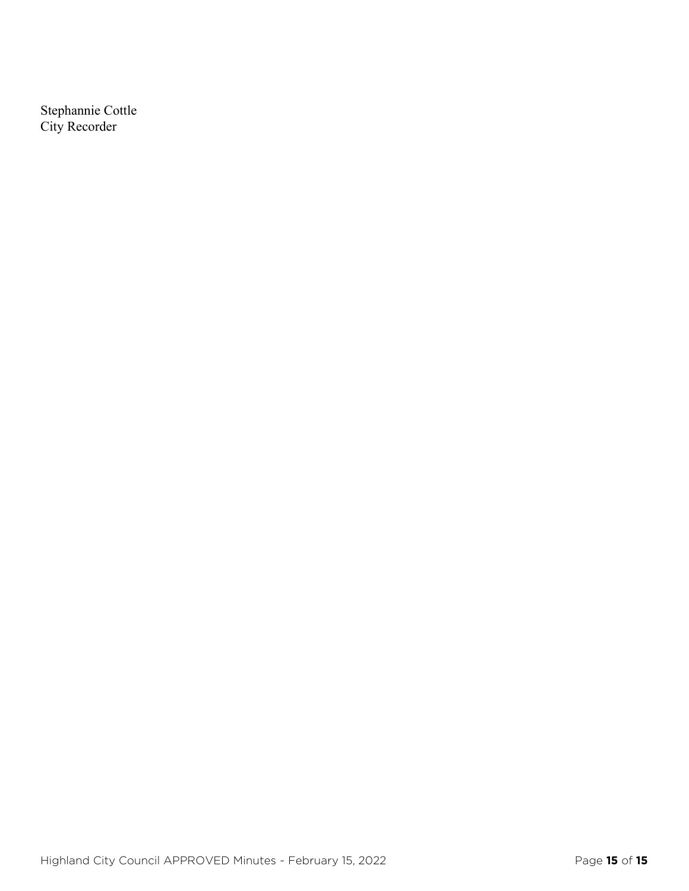Stephannie Cottle
City Recorder